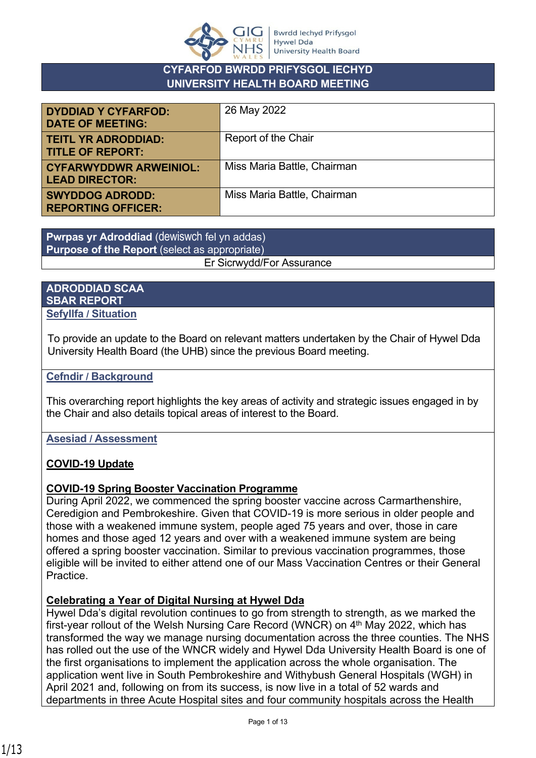GIG CYMRU NHS WALES | Bwrdd Iechyd Prifysgol Hywel Dda University Health Board

# CYFARFOD BWRDD PRIFYSGOL IECHYD
# UNIVERSITY HEALTH BOARD MEETING

| | |
|---|---|
| **DYDDIAD Y CYFARFOD: DATE OF MEETING:** | 26 May 2022 |
| **TEITL YR ADRODDIAD: TITLE OF REPORT:** | Report of the Chair |
| **CYFARWYDDWR ARWEINIOL: LEAD DIRECTOR:** | Miss Maria Battle, Chairman |
| **SWYDDOG ADRODD: REPORTING OFFICER:** | Miss Maria Battle, Chairman |

| **Pwrpas yr Adroddiad** (dewiswch fel yn addas) **Purpose of the Report** (select as appropriate) |
|---|
| Er Sicrwydd/For Assurance |

## ADRODDIAD SCAA
## SBAR REPORT

### Sefyllfa / Situation

To provide an update to the Board on relevant matters undertaken by the Chair of Hywel Dda University Health Board (the UHB) since the previous Board meeting.

### Cefndir / Background

This overarching report highlights the key areas of activity and strategic issues engaged in by the Chair and also details topical areas of interest to the Board.

### Asesiad / Assessment

**COVID-19 Update**

**COVID-19 Spring Booster Vaccination Programme**

During April 2022, we commenced the spring booster vaccine across Carmarthenshire, Ceredigion and Pembrokeshire. Given that COVID-19 is more serious in older people and those with a weakened immune system, people aged 75 years and over, those in care homes and those aged 12 years and over with a weakened immune system are being offered a spring booster vaccination. Similar to previous vaccination programmes, those eligible will be invited to either attend one of our Mass Vaccination Centres or their General Practice.

**Celebrating a Year of Digital Nursing at Hywel Dda**

Hywel Dda's digital revolution continues to go from strength to strength, as we marked the first-year rollout of the Welsh Nursing Care Record (WNCR) on 4th May 2022, which has transformed the way we manage nursing documentation across the three counties. The NHS has rolled out the use of the WNCR widely and Hywel Dda University Health Board is one of the first organisations to implement the application across the whole organisation. The application went live in South Pembrokeshire and Withybush General Hospitals (WGH) in April 2021 and, following on from its success, is now live in a total of 52 wards and departments in three Acute Hospital sites and four community hospitals across the Health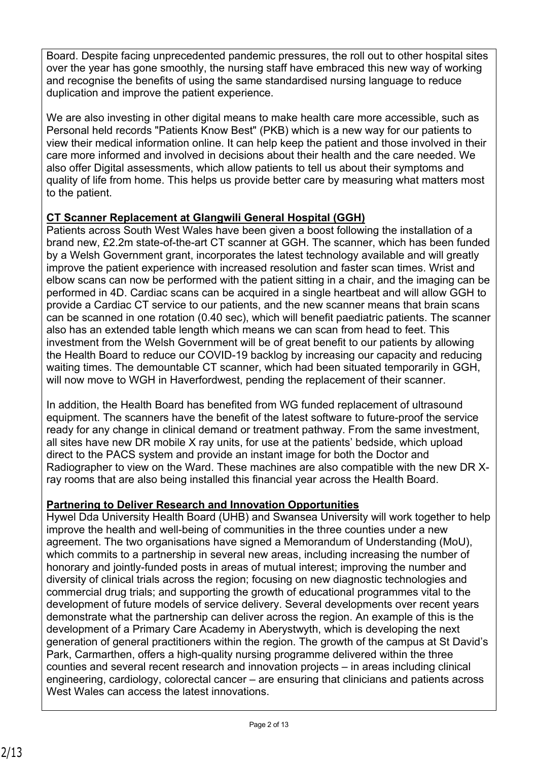Board. Despite facing unprecedented pandemic pressures, the roll out to other hospital sites over the year has gone smoothly, the nursing staff have embraced this new way of working and recognise the benefits of using the same standardised nursing language to reduce duplication and improve the patient experience.

We are also investing in other digital means to make health care more accessible, such as Personal held records "Patients Know Best" (PKB) which is a new way for our patients to view their medical information online. It can help keep the patient and those involved in their care more informed and involved in decisions about their health and the care needed. We also offer Digital assessments, which allow patients to tell us about their symptoms and quality of life from home. This helps us provide better care by measuring what matters most to the patient.

**CT Scanner Replacement at Glangwili General Hospital (GGH)**

Patients across South West Wales have been given a boost following the installation of a brand new, £2.2m state-of-the-art CT scanner at GGH. The scanner, which has been funded by a Welsh Government grant, incorporates the latest technology available and will greatly improve the patient experience with increased resolution and faster scan times. Wrist and elbow scans can now be performed with the patient sitting in a chair, and the imaging can be performed in 4D. Cardiac scans can be acquired in a single heartbeat and will allow GGH to provide a Cardiac CT service to our patients, and the new scanner means that brain scans can be scanned in one rotation (0.40 sec), which will benefit paediatric patients. The scanner also has an extended table length which means we can scan from head to feet. This investment from the Welsh Government will be of great benefit to our patients by allowing the Health Board to reduce our COVID-19 backlog by increasing our capacity and reducing waiting times. The demountable CT scanner, which had been situated temporarily in GGH, will now move to WGH in Haverfordwest, pending the replacement of their scanner.

In addition, the Health Board has benefited from WG funded replacement of ultrasound equipment. The scanners have the benefit of the latest software to future-proof the service ready for any change in clinical demand or treatment pathway. From the same investment, all sites have new DR mobile X ray units, for use at the patients' bedside, which upload direct to the PACS system and provide an instant image for both the Doctor and Radiographer to view on the Ward. These machines are also compatible with the new DR X-ray rooms that are also being installed this financial year across the Health Board.

**Partnering to Deliver Research and Innovation Opportunities**

Hywel Dda University Health Board (UHB) and Swansea University will work together to help improve the health and well-being of communities in the three counties under a new agreement. The two organisations have signed a Memorandum of Understanding (MoU), which commits to a partnership in several new areas, including increasing the number of honorary and jointly-funded posts in areas of mutual interest; improving the number and diversity of clinical trials across the region; focusing on new diagnostic technologies and commercial drug trials; and supporting the growth of educational programmes vital to the development of future models of service delivery. Several developments over recent years demonstrate what the partnership can deliver across the region. An example of this is the development of a Primary Care Academy in Aberystwyth, which is developing the next generation of general practitioners within the region. The growth of the campus at St David's Park, Carmarthen, offers a high-quality nursing programme delivered within the three counties and several recent research and innovation projects – in areas including clinical engineering, cardiology, colorectal cancer – are ensuring that clinicians and patients across West Wales can access the latest innovations.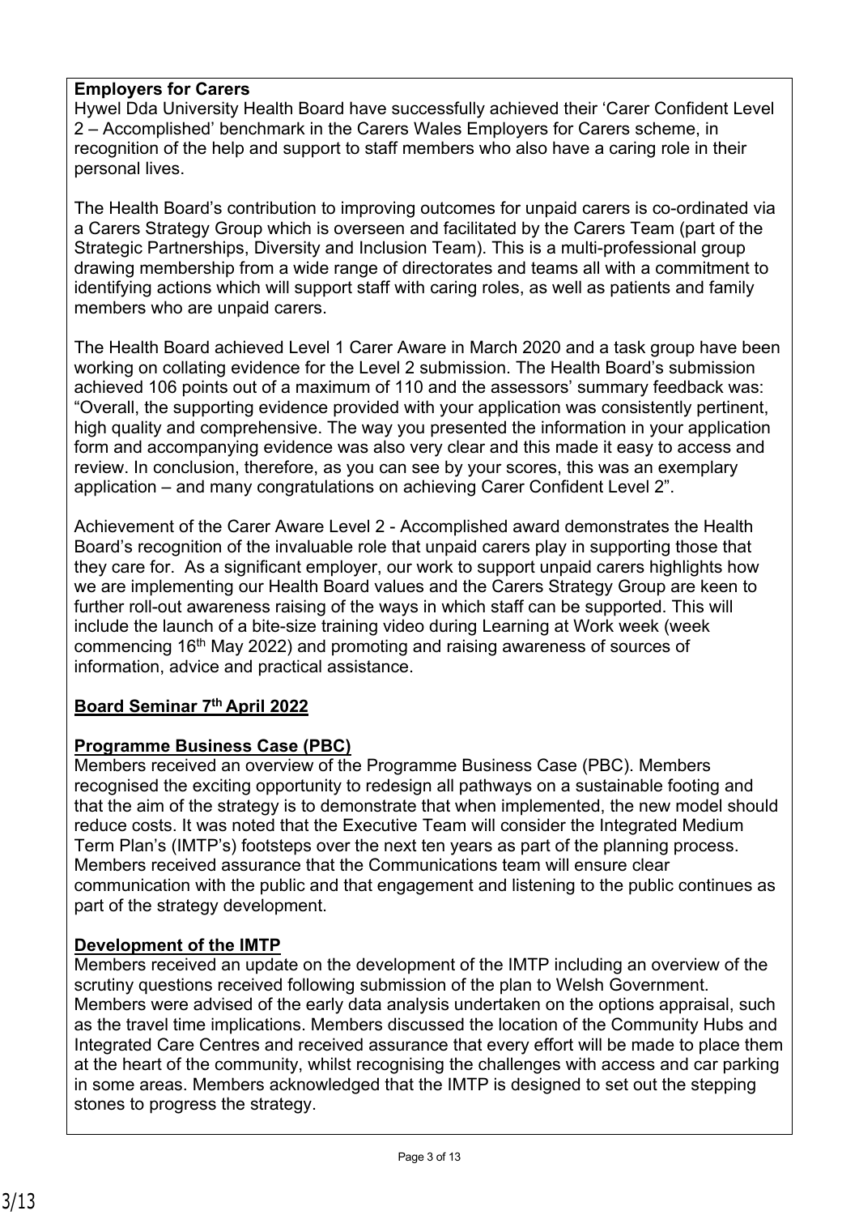**Employers for Carers**

Hywel Dda University Health Board have successfully achieved their 'Carer Confident Level 2 – Accomplished' benchmark in the Carers Wales Employers for Carers scheme, in recognition of the help and support to staff members who also have a caring role in their personal lives.

The Health Board's contribution to improving outcomes for unpaid carers is co-ordinated via a Carers Strategy Group which is overseen and facilitated by the Carers Team (part of the Strategic Partnerships, Diversity and Inclusion Team). This is a multi-professional group drawing membership from a wide range of directorates and teams all with a commitment to identifying actions which will support staff with caring roles, as well as patients and family members who are unpaid carers.

The Health Board achieved Level 1 Carer Aware in March 2020 and a task group have been working on collating evidence for the Level 2 submission. The Health Board's submission achieved 106 points out of a maximum of 110 and the assessors' summary feedback was: "Overall, the supporting evidence provided with your application was consistently pertinent, high quality and comprehensive. The way you presented the information in your application form and accompanying evidence was also very clear and this made it easy to access and review. In conclusion, therefore, as you can see by your scores, this was an exemplary application – and many congratulations on achieving Carer Confident Level 2".

Achievement of the Carer Aware Level 2 - Accomplished award demonstrates the Health Board's recognition of the invaluable role that unpaid carers play in supporting those that they care for. As a significant employer, our work to support unpaid carers highlights how we are implementing our Health Board values and the Carers Strategy Group are keen to further roll-out awareness raising of the ways in which staff can be supported. This will include the launch of a bite-size training video during Learning at Work week (week commencing 16th May 2022) and promoting and raising awareness of sources of information, advice and practical assistance.

**Board Seminar 7th April 2022**

**Programme Business Case (PBC)**

Members received an overview of the Programme Business Case (PBC). Members recognised the exciting opportunity to redesign all pathways on a sustainable footing and that the aim of the strategy is to demonstrate that when implemented, the new model should reduce costs. It was noted that the Executive Team will consider the Integrated Medium Term Plan's (IMTP's) footsteps over the next ten years as part of the planning process. Members received assurance that the Communications team will ensure clear communication with the public and that engagement and listening to the public continues as part of the strategy development.

**Development of the IMTP**

Members received an update on the development of the IMTP including an overview of the scrutiny questions received following submission of the plan to Welsh Government. Members were advised of the early data analysis undertaken on the options appraisal, such as the travel time implications. Members discussed the location of the Community Hubs and Integrated Care Centres and received assurance that every effort will be made to place them at the heart of the community, whilst recognising the challenges with access and car parking in some areas. Members acknowledged that the IMTP is designed to set out the stepping stones to progress the strategy.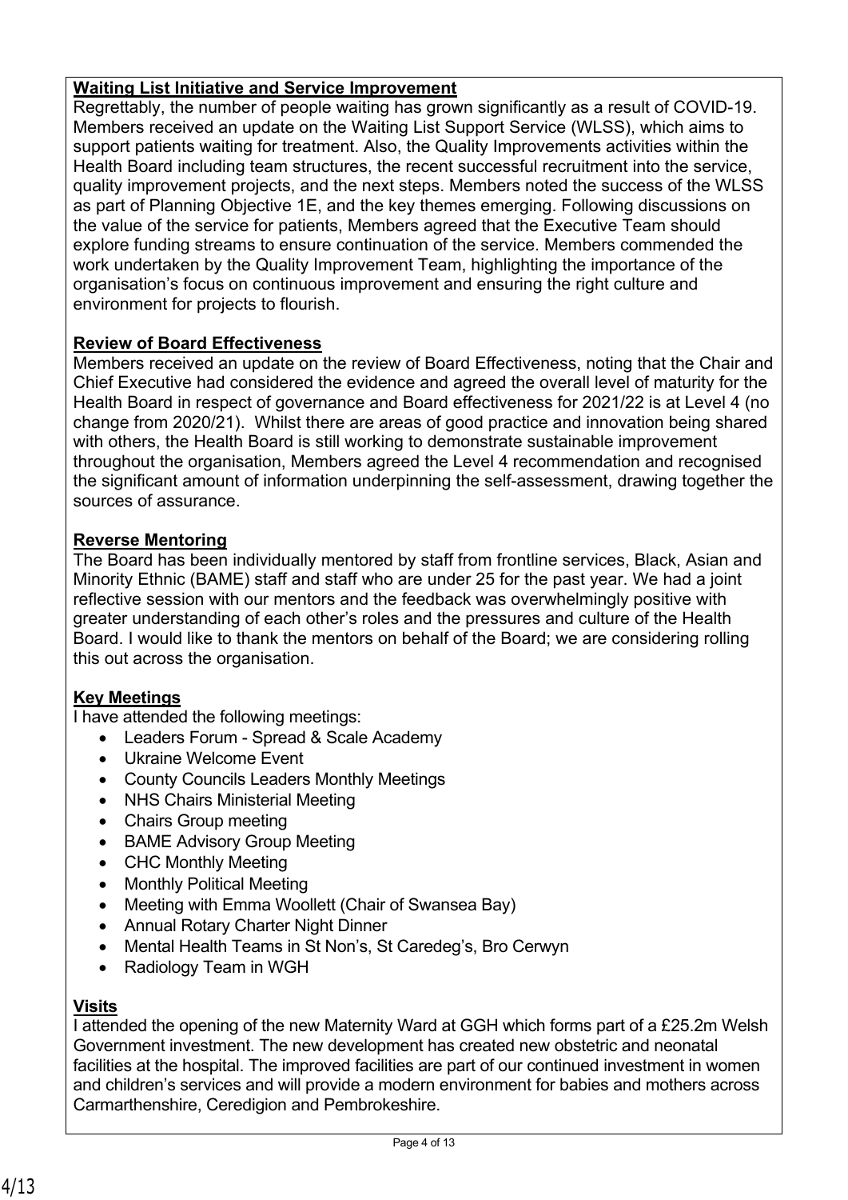**Waiting List Initiative and Service Improvement**

Regrettably, the number of people waiting has grown significantly as a result of COVID-19. Members received an update on the Waiting List Support Service (WLSS), which aims to support patients waiting for treatment. Also, the Quality Improvements activities within the Health Board including team structures, the recent successful recruitment into the service, quality improvement projects, and the next steps. Members noted the success of the WLSS as part of Planning Objective 1E, and the key themes emerging. Following discussions on the value of the service for patients, Members agreed that the Executive Team should explore funding streams to ensure continuation of the service. Members commended the work undertaken by the Quality Improvement Team, highlighting the importance of the organisation's focus on continuous improvement and ensuring the right culture and environment for projects to flourish.

**Review of Board Effectiveness**

Members received an update on the review of Board Effectiveness, noting that the Chair and Chief Executive had considered the evidence and agreed the overall level of maturity for the Health Board in respect of governance and Board effectiveness for 2021/22 is at Level 4 (no change from 2020/21). Whilst there are areas of good practice and innovation being shared with others, the Health Board is still working to demonstrate sustainable improvement throughout the organisation, Members agreed the Level 4 recommendation and recognised the significant amount of information underpinning the self-assessment, drawing together the sources of assurance.

**Reverse Mentoring**

The Board has been individually mentored by staff from frontline services, Black, Asian and Minority Ethnic (BAME) staff and staff who are under 25 for the past year. We had a joint reflective session with our mentors and the feedback was overwhelmingly positive with greater understanding of each other's roles and the pressures and culture of the Health Board. I would like to thank the mentors on behalf of the Board; we are considering rolling this out across the organisation.

**Key Meetings**

I have attended the following meetings:

- Leaders Forum - Spread & Scale Academy
- Ukraine Welcome Event
- County Councils Leaders Monthly Meetings
- NHS Chairs Ministerial Meeting
- Chairs Group meeting
- BAME Advisory Group Meeting
- CHC Monthly Meeting
- Monthly Political Meeting
- Meeting with Emma Woollett (Chair of Swansea Bay)
- Annual Rotary Charter Night Dinner
- Mental Health Teams in St Non's, St Caredeg's, Bro Cerwyn
- Radiology Team in WGH

**Visits**

I attended the opening of the new Maternity Ward at GGH which forms part of a £25.2m Welsh Government investment. The new development has created new obstetric and neonatal facilities at the hospital. The improved facilities are part of our continued investment in women and children's services and will provide a modern environment for babies and mothers across Carmarthenshire, Ceredigion and Pembrokeshire.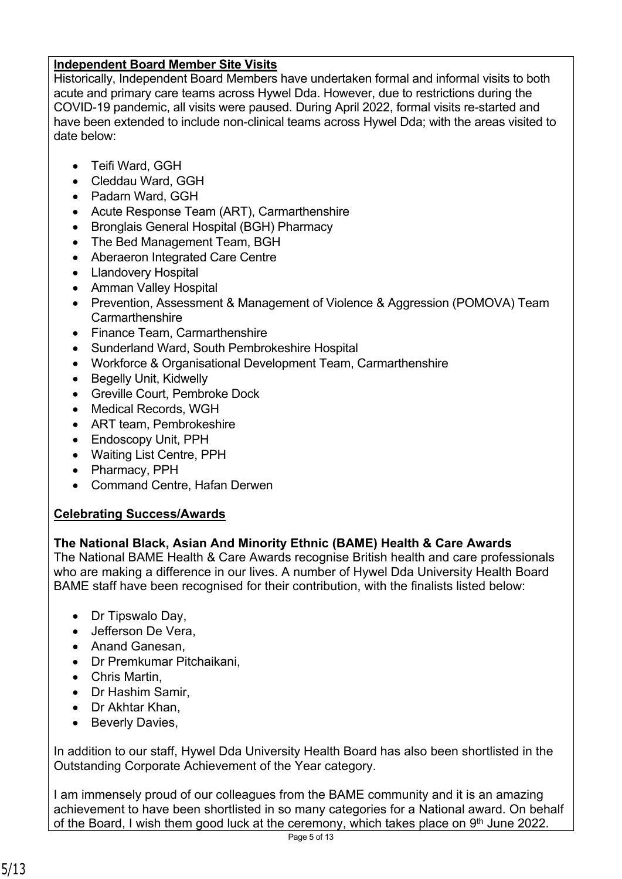**Independent Board Member Site Visits**

Historically, Independent Board Members have undertaken formal and informal visits to both acute and primary care teams across Hywel Dda. However, due to restrictions during the COVID-19 pandemic, all visits were paused. During April 2022, formal visits re-started and have been extended to include non-clinical teams across Hywel Dda; with the areas visited to date below:

- Teifi Ward, GGH
- Cleddau Ward, GGH
- Padarn Ward, GGH
- Acute Response Team (ART), Carmarthenshire
- Bronglais General Hospital (BGH) Pharmacy
- The Bed Management Team, BGH
- Aberaeron Integrated Care Centre
- Llandovery Hospital
- Amman Valley Hospital
- Prevention, Assessment & Management of Violence & Aggression (POMOVA) Team Carmarthenshire
- Finance Team, Carmarthenshire
- Sunderland Ward, South Pembrokeshire Hospital
- Workforce & Organisational Development Team, Carmarthenshire
- Begelly Unit, Kidwelly
- Greville Court, Pembroke Dock
- Medical Records, WGH
- ART team, Pembrokeshire
- Endoscopy Unit, PPH
- Waiting List Centre, PPH
- Pharmacy, PPH
- Command Centre, Hafan Derwen

**Celebrating Success/Awards**

**The National Black, Asian And Minority Ethnic (BAME) Health & Care Awards**

The National BAME Health & Care Awards recognise British health and care professionals who are making a difference in our lives. A number of Hywel Dda University Health Board BAME staff have been recognised for their contribution, with the finalists listed below:

- Dr Tipswalo Day,
- Jefferson De Vera,
- Anand Ganesan,
- Dr Premkumar Pitchaikani,
- Chris Martin,
- Dr Hashim Samir,
- Dr Akhtar Khan,
- Beverly Davies,

In addition to our staff, Hywel Dda University Health Board has also been shortlisted in the Outstanding Corporate Achievement of the Year category.

I am immensely proud of our colleagues from the BAME community and it is an amazing achievement to have been shortlisted in so many categories for a National award. On behalf of the Board, I wish them good luck at the ceremony, which takes place on 9th June 2022.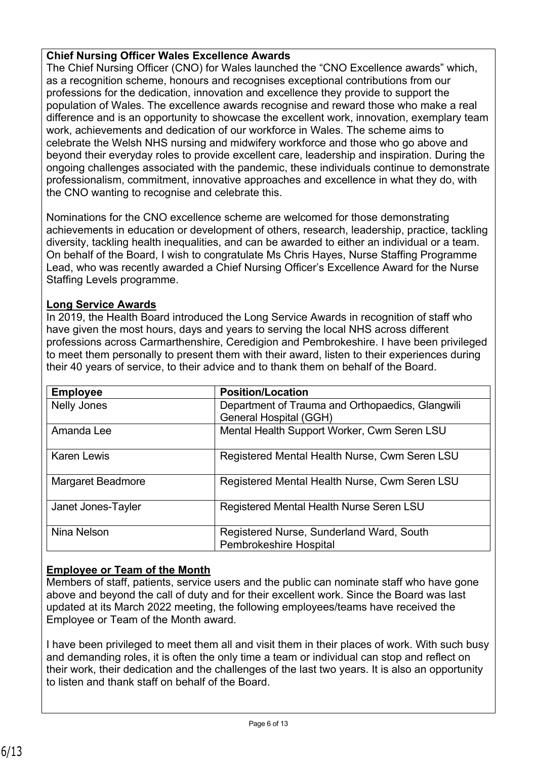**Chief Nursing Officer Wales Excellence Awards**

The Chief Nursing Officer (CNO) for Wales launched the "CNO Excellence awards" which, as a recognition scheme, honours and recognises exceptional contributions from our professions for the dedication, innovation and excellence they provide to support the population of Wales. The excellence awards recognise and reward those who make a real difference and is an opportunity to showcase the excellent work, innovation, exemplary team work, achievements and dedication of our workforce in Wales. The scheme aims to celebrate the Welsh NHS nursing and midwifery workforce and those who go above and beyond their everyday roles to provide excellent care, leadership and inspiration. During the ongoing challenges associated with the pandemic, these individuals continue to demonstrate professionalism, commitment, innovative approaches and excellence in what they do, with the CNO wanting to recognise and celebrate this.

Nominations for the CNO excellence scheme are welcomed for those demonstrating achievements in education or development of others, research, leadership, practice, tackling diversity, tackling health inequalities, and can be awarded to either an individual or a team. On behalf of the Board, I wish to congratulate Ms Chris Hayes, Nurse Staffing Programme Lead, who was recently awarded a Chief Nursing Officer's Excellence Award for the Nurse Staffing Levels programme.

**Long Service Awards**

In 2019, the Health Board introduced the Long Service Awards in recognition of staff who have given the most hours, days and years to serving the local NHS across different professions across Carmarthenshire, Ceredigion and Pembrokeshire. I have been privileged to meet them personally to present them with their award, listen to their experiences during their 40 years of service, to their advice and to thank them on behalf of the Board.

| Employee | Position/Location |
|---|---|
| Nelly Jones | Department of Trauma and Orthopaedics, Glangwili General Hospital (GGH) |
| Amanda Lee | Mental Health Support Worker, Cwm Seren LSU |
| Karen Lewis | Registered Mental Health Nurse, Cwm Seren LSU |
| Margaret Beadmore | Registered Mental Health Nurse, Cwm Seren LSU |
| Janet Jones-Tayler | Registered Mental Health Nurse Seren LSU |
| Nina Nelson | Registered Nurse, Sunderland Ward, South Pembrokeshire Hospital |

**Employee or Team of the Month**

Members of staff, patients, service users and the public can nominate staff who have gone above and beyond the call of duty and for their excellent work. Since the Board was last updated at its March 2022 meeting, the following employees/teams have received the Employee or Team of the Month award.

I have been privileged to meet them all and visit them in their places of work. With such busy and demanding roles, it is often the only time a team or individual can stop and reflect on their work, their dedication and the challenges of the last two years. It is also an opportunity to listen and thank staff on behalf of the Board.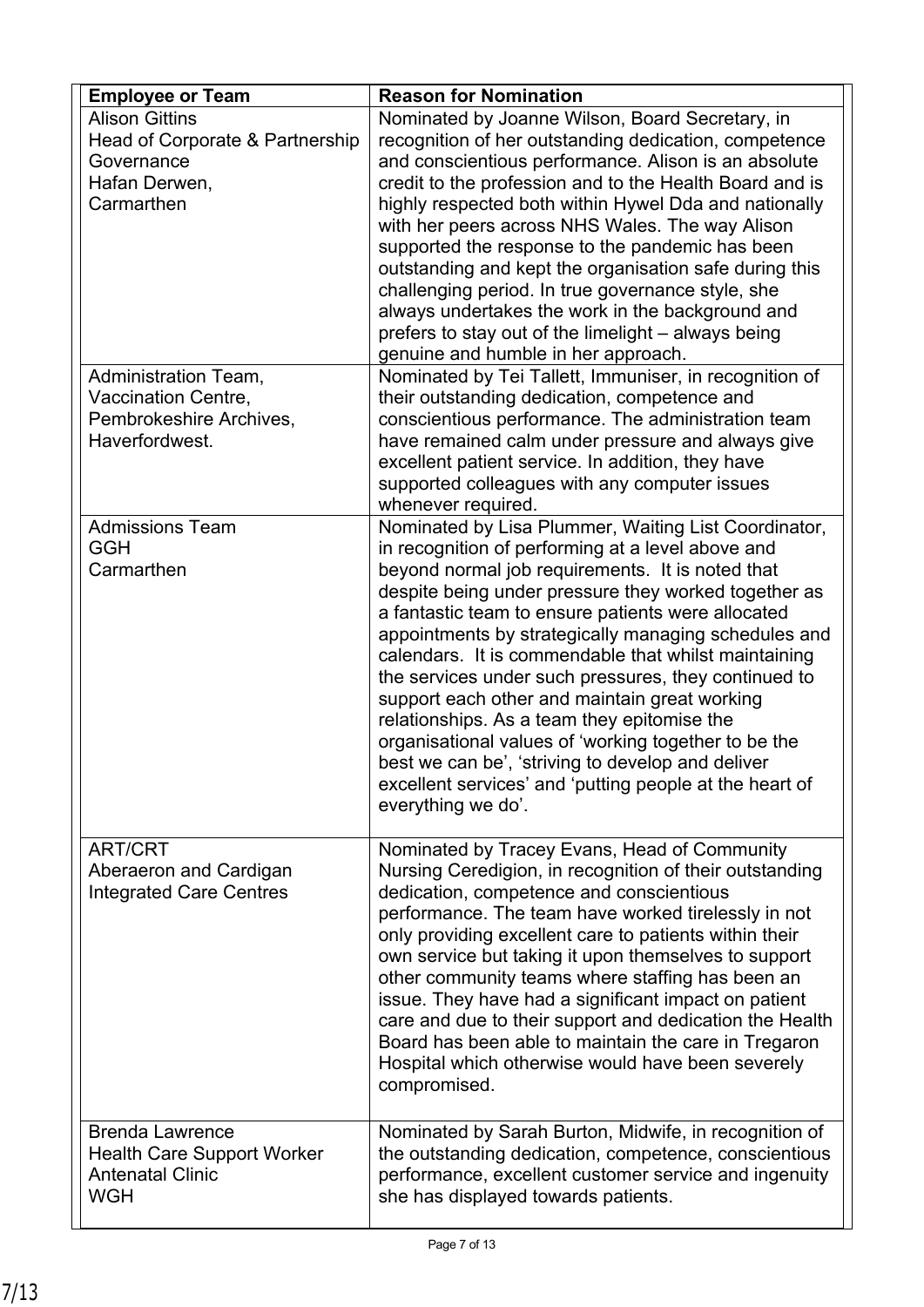| Employee or Team | Reason for Nomination |
|---|---|
| Alison Gittins<br>Head of Corporate & Partnership Governance<br>Hafan Derwen,<br>Carmarthen | Nominated by Joanne Wilson, Board Secretary, in recognition of her outstanding dedication, competence and conscientious performance. Alison is an absolute credit to the profession and to the Health Board and is highly respected both within Hywel Dda and nationally with her peers across NHS Wales. The way Alison supported the response to the pandemic has been outstanding and kept the organisation safe during this challenging period. In true governance style, she always undertakes the work in the background and prefers to stay out of the limelight – always being genuine and humble in her approach. |
| Administration Team,<br>Vaccination Centre,<br>Pembrokeshire Archives,<br>Haverfordwest. | Nominated by Tei Tallett, Immuniser, in recognition of their outstanding dedication, competence and conscientious performance. The administration team have remained calm under pressure and always give excellent patient service. In addition, they have supported colleagues with any computer issues whenever required. |
| Admissions Team<br>GGH<br>Carmarthen | Nominated by Lisa Plummer, Waiting List Coordinator, in recognition of performing at a level above and beyond normal job requirements. It is noted that despite being under pressure they worked together as a fantastic team to ensure patients were allocated appointments by strategically managing schedules and calendars. It is commendable that whilst maintaining the services under such pressures, they continued to support each other and maintain great working relationships. As a team they epitomise the organisational values of 'working together to be the best we can be', 'striving to develop and deliver excellent services' and 'putting people at the heart of everything we do'. |
| ART/CRT<br>Aberaeron and Cardigan Integrated Care Centres | Nominated by Tracey Evans, Head of Community Nursing Ceredigion, in recognition of their outstanding dedication, competence and conscientious performance. The team have worked tirelessly in not only providing excellent care to patients within their own service but taking it upon themselves to support other community teams where staffing has been an issue. They have had a significant impact on patient care and due to their support and dedication the Health Board has been able to maintain the care in Tregaron Hospital which otherwise would have been severely compromised. |
| Brenda Lawrence<br>Health Care Support Worker<br>Antenatal Clinic<br>WGH | Nominated by Sarah Burton, Midwife, in recognition of the outstanding dedication, competence, conscientious performance, excellent customer service and ingenuity she has displayed towards patients. |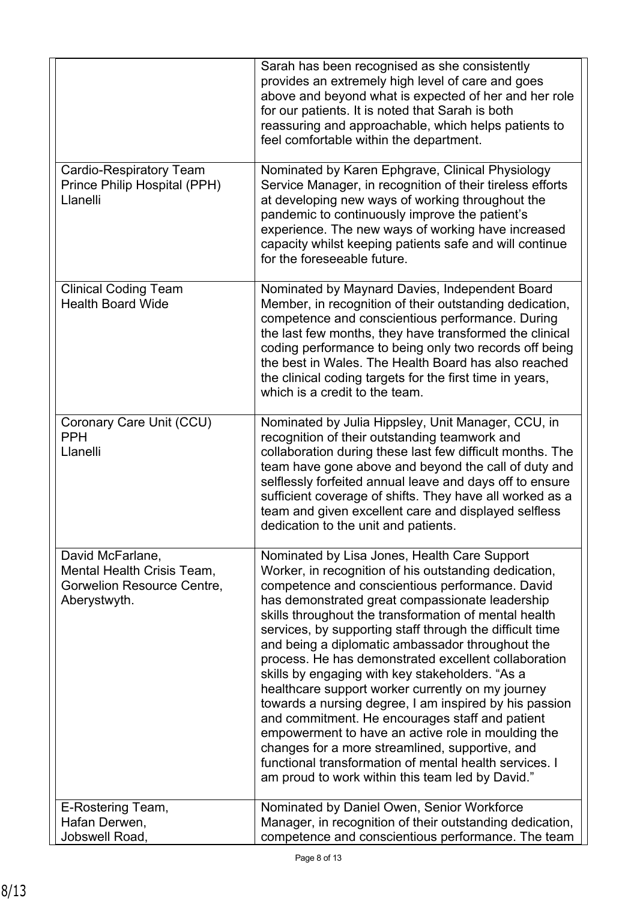| | |
|---|---|
| | Sarah has been recognised as she consistently provides an extremely high level of care and goes above and beyond what is expected of her and her role for our patients. It is noted that Sarah is both reassuring and approachable, which helps patients to feel comfortable within the department. |
| Cardio-Respiratory Team<br>Prince Philip Hospital (PPH)<br>Llanelli | Nominated by Karen Ephgrave, Clinical Physiology Service Manager, in recognition of their tireless efforts at developing new ways of working throughout the pandemic to continuously improve the patient's experience. The new ways of working have increased capacity whilst keeping patients safe and will continue for the foreseeable future. |
| Clinical Coding Team<br>Health Board Wide | Nominated by Maynard Davies, Independent Board Member, in recognition of their outstanding dedication, competence and conscientious performance. During the last few months, they have transformed the clinical coding performance to being only two records off being the best in Wales. The Health Board has also reached the clinical coding targets for the first time in years, which is a credit to the team. |
| Coronary Care Unit (CCU)<br>PPH<br>Llanelli | Nominated by Julia Hippsley, Unit Manager, CCU, in recognition of their outstanding teamwork and collaboration during these last few difficult months. The team have gone above and beyond the call of duty and selflessly forfeited annual leave and days off to ensure sufficient coverage of shifts. They have all worked as a team and given excellent care and displayed selfless dedication to the unit and patients. |
| David McFarlane,<br>Mental Health Crisis Team,<br>Gorwelion Resource Centre,<br>Aberystwyth. | Nominated by Lisa Jones, Health Care Support Worker, in recognition of his outstanding dedication, competence and conscientious performance. David has demonstrated great compassionate leadership skills throughout the transformation of mental health services, by supporting staff through the difficult time and being a diplomatic ambassador throughout the process. He has demonstrated excellent collaboration skills by engaging with key stakeholders. "As a healthcare support worker currently on my journey towards a nursing degree, I am inspired by his passion and commitment. He encourages staff and patient empowerment to have an active role in moulding the changes for a more streamlined, supportive, and functional transformation of mental health services. I am proud to work within this team led by David." |
| E-Rostering Team,<br>Hafan Derwen,<br>Jobswell Road, | Nominated by Daniel Owen, Senior Workforce Manager, in recognition of their outstanding dedication, competence and conscientious performance. The team |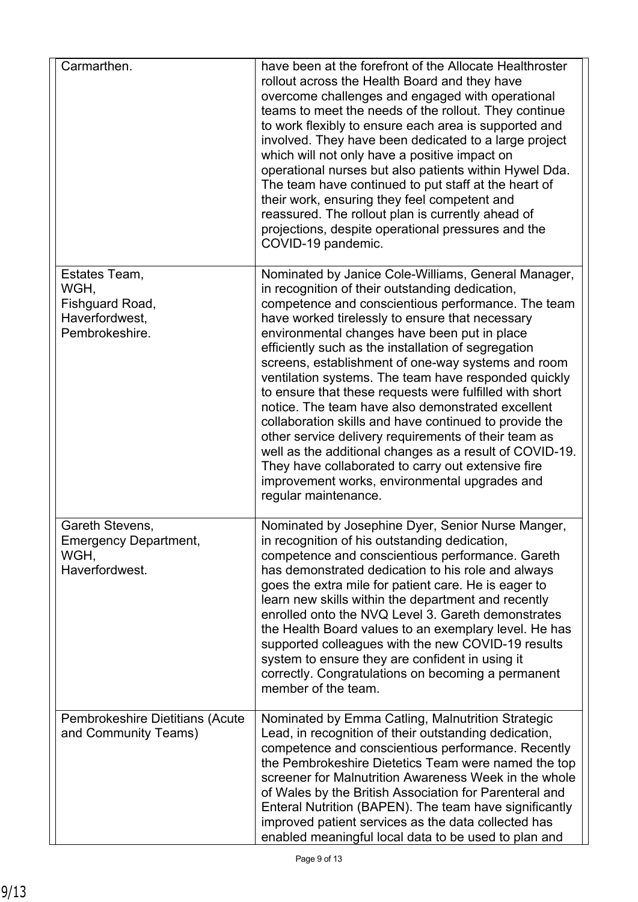| | |
|---|---|
| Carmarthen. | have been at the forefront of the Allocate Healthroster rollout across the Health Board and they have overcome challenges and engaged with operational teams to meet the needs of the rollout. They continue to work flexibly to ensure each area is supported and involved. They have been dedicated to a large project which will not only have a positive impact on operational nurses but also patients within Hywel Dda. The team have continued to put staff at the heart of their work, ensuring they feel competent and reassured. The rollout plan is currently ahead of projections, despite operational pressures and the COVID-19 pandemic. |
| Estates Team, WGH, Fishguard Road, Haverfordwest, Pembrokeshire. | Nominated by Janice Cole-Williams, General Manager, in recognition of their outstanding dedication, competence and conscientious performance. The team have worked tirelessly to ensure that necessary environmental changes have been put in place efficiently such as the installation of segregation screens, establishment of one-way systems and room ventilation systems. The team have responded quickly to ensure that these requests were fulfilled with short notice. The team have also demonstrated excellent collaboration skills and have continued to provide the other service delivery requirements of their team as well as the additional changes as a result of COVID-19. They have collaborated to carry out extensive fire improvement works, environmental upgrades and regular maintenance. |
| Gareth Stevens, Emergency Department, WGH, Haverfordwest. | Nominated by Josephine Dyer, Senior Nurse Manger, in recognition of his outstanding dedication, competence and conscientious performance. Gareth has demonstrated dedication to his role and always goes the extra mile for patient care. He is eager to learn new skills within the department and recently enrolled onto the NVQ Level 3. Gareth demonstrates the Health Board values to an exemplary level. He has supported colleagues with the new COVID-19 results system to ensure they are confident in using it correctly. Congratulations on becoming a permanent member of the team. |
| Pembrokeshire Dietitians (Acute and Community Teams) | Nominated by Emma Catling, Malnutrition Strategic Lead, in recognition of their outstanding dedication, competence and conscientious performance. Recently the Pembrokeshire Dietetics Team were named the top screener for Malnutrition Awareness Week in the whole of Wales by the British Association for Parenteral and Enteral Nutrition (BAPEN). The team have significantly improved patient services as the data collected has enabled meaningful local data to be used to plan and |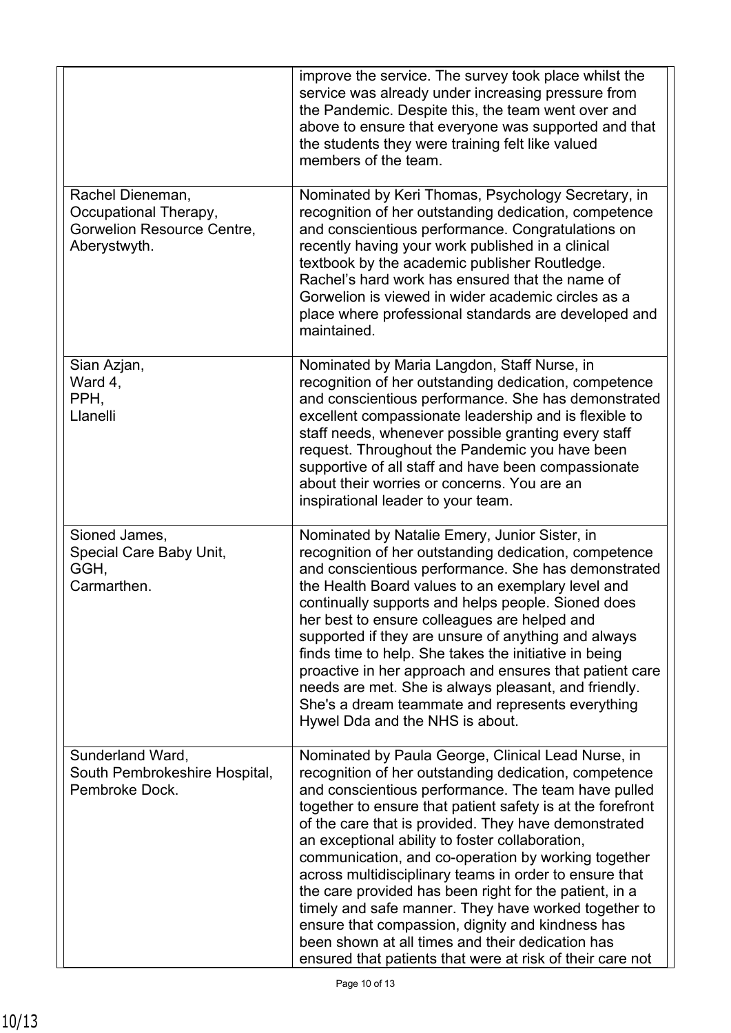| | |
|---|---|
| | improve the service. The survey took place whilst the service was already under increasing pressure from the Pandemic. Despite this, the team went over and above to ensure that everyone was supported and that the students they were training felt like valued members of the team. |
| Rachel Dieneman, Occupational Therapy, Gorwelion Resource Centre, Aberystwyth. | Nominated by Keri Thomas, Psychology Secretary, in recognition of her outstanding dedication, competence and conscientious performance. Congratulations on recently having your work published in a clinical textbook by the academic publisher Routledge. Rachel's hard work has ensured that the name of Gorwelion is viewed in wider academic circles as a place where professional standards are developed and maintained. |
| Sian Azjan, Ward 4, PPH, Llanelli | Nominated by Maria Langdon, Staff Nurse, in recognition of her outstanding dedication, competence and conscientious performance. She has demonstrated excellent compassionate leadership and is flexible to staff needs, whenever possible granting every staff request. Throughout the Pandemic you have been supportive of all staff and have been compassionate about their worries or concerns. You are an inspirational leader to your team. |
| Sioned James, Special Care Baby Unit, GGH, Carmarthen. | Nominated by Natalie Emery, Junior Sister, in recognition of her outstanding dedication, competence and conscientious performance. She has demonstrated the Health Board values to an exemplary level and continually supports and helps people. Sioned does her best to ensure colleagues are helped and supported if they are unsure of anything and always finds time to help. She takes the initiative in being proactive in her approach and ensures that patient care needs are met. She is always pleasant, and friendly. She's a dream teammate and represents everything Hywel Dda and the NHS is about. |
| Sunderland Ward, South Pembrokeshire Hospital, Pembroke Dock. | Nominated by Paula George, Clinical Lead Nurse, in recognition of her outstanding dedication, competence and conscientious performance. The team have pulled together to ensure that patient safety is at the forefront of the care that is provided. They have demonstrated an exceptional ability to foster collaboration, communication, and co-operation by working together across multidisciplinary teams in order to ensure that the care provided has been right for the patient, in a timely and safe manner. They have worked together to ensure that compassion, dignity and kindness has been shown at all times and their dedication has ensured that patients that were at risk of their care not |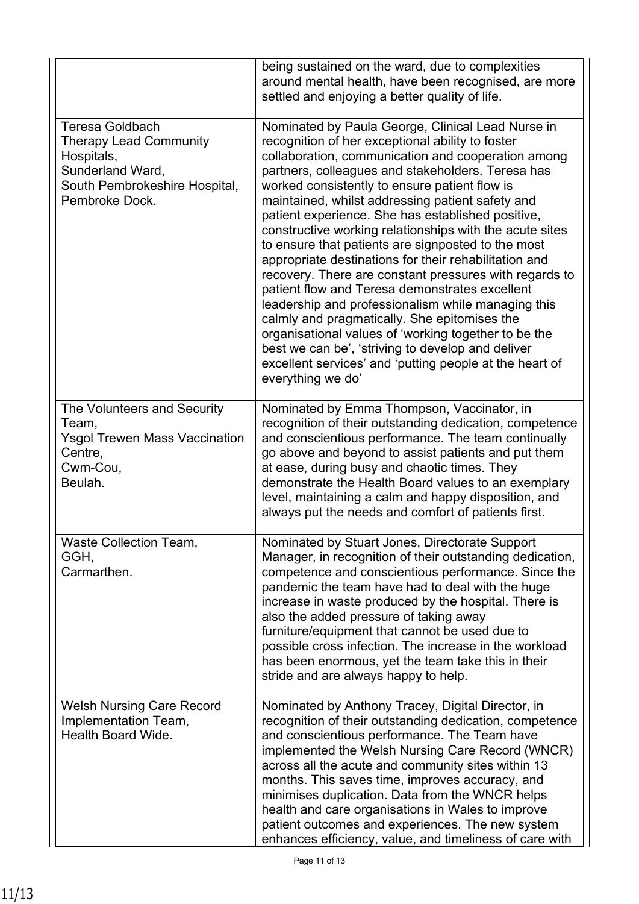| | |
|---|---|
| | being sustained on the ward, due to complexities around mental health, have been recognised, are more settled and enjoying a better quality of life. |
| Teresa Goldbach<br>Therapy Lead Community Hospitals,<br>Sunderland Ward,<br>South Pembrokeshire Hospital,<br>Pembroke Dock. | Nominated by Paula George, Clinical Lead Nurse in recognition of her exceptional ability to foster collaboration, communication and cooperation among partners, colleagues and stakeholders. Teresa has worked consistently to ensure patient flow is maintained, whilst addressing patient safety and patient experience. She has established positive, constructive working relationships with the acute sites to ensure that patients are signposted to the most appropriate destinations for their rehabilitation and recovery. There are constant pressures with regards to patient flow and Teresa demonstrates excellent leadership and professionalism while managing this calmly and pragmatically. She epitomises the organisational values of 'working together to be the best we can be', 'striving to develop and deliver excellent services' and 'putting people at the heart of everything we do' |
| The Volunteers and Security Team,<br>Ysgol Trewen Mass Vaccination Centre,<br>Cwm-Cou,<br>Beulah. | Nominated by Emma Thompson, Vaccinator, in recognition of their outstanding dedication, competence and conscientious performance. The team continually go above and beyond to assist patients and put them at ease, during busy and chaotic times. They demonstrate the Health Board values to an exemplary level, maintaining a calm and happy disposition, and always put the needs and comfort of patients first. |
| Waste Collection Team,<br>GGH,<br>Carmarthen. | Nominated by Stuart Jones, Directorate Support Manager, in recognition of their outstanding dedication, competence and conscientious performance. Since the pandemic the team have had to deal with the huge increase in waste produced by the hospital. There is also the added pressure of taking away furniture/equipment that cannot be used due to possible cross infection. The increase in the workload has been enormous, yet the team take this in their stride and are always happy to help. |
| Welsh Nursing Care Record Implementation Team,<br>Health Board Wide. | Nominated by Anthony Tracey, Digital Director, in recognition of their outstanding dedication, competence and conscientious performance. The Team have implemented the Welsh Nursing Care Record (WNCR) across all the acute and community sites within 13 months. This saves time, improves accuracy, and minimises duplication. Data from the WNCR helps health and care organisations in Wales to improve patient outcomes and experiences. The new system enhances efficiency, value, and timeliness of care with |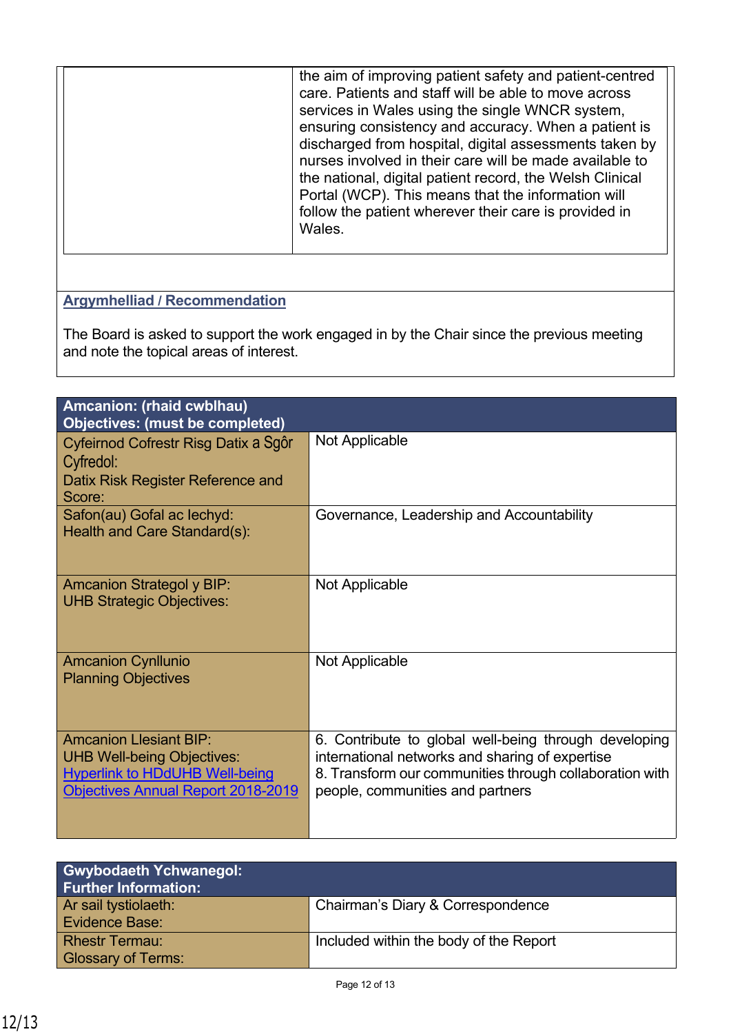| | the aim of improving patient safety and patient-centred care. Patients and staff will be able to move across services in Wales using the single WNCR system, ensuring consistency and accuracy. When a patient is discharged from hospital, digital assessments taken by nurses involved in their care will be made available to the national, digital patient record, the Welsh Clinical Portal (WCP). This means that the information will follow the patient wherever their care is provided in Wales. |
|---|---|

**Argymhelliad / Recommendation**

The Board is asked to support the work engaged in by the Chair since the previous meeting and note the topical areas of interest.

| **Amcanion: (rhaid cwblhau)<br>Objectives: (must be completed)** | |
|---|---|
| Cyfeirnod Cofrestr Risg Datix a Sgôr Cyfredol:<br>Datix Risk Register Reference and Score: | Not Applicable |
| Safon(au) Gofal ac Iechyd:<br>Health and Care Standard(s): | Governance, Leadership and Accountability |
| Amcanion Strategol y BIP:<br>UHB Strategic Objectives: | Not Applicable |
| Amcanion Cynllunio<br>Planning Objectives | Not Applicable |
| Amcanion Llesiant BIP:<br>UHB Well-being Objectives:<br>Hyperlink to HDdUHB Well-being Objectives Annual Report 2018-2019 | 6. Contribute to global well-being through developing international networks and sharing of expertise<br>8. Transform our communities through collaboration with people, communities and partners |

| **Gwybodaeth Ychwanegol:<br>Further Information:** | |
|---|---|
| Ar sail tystiolaeth:<br>Evidence Base: | Chairman's Diary & Correspondence |
| Rhestr Termau:<br>Glossary of Terms: | Included within the body of the Report |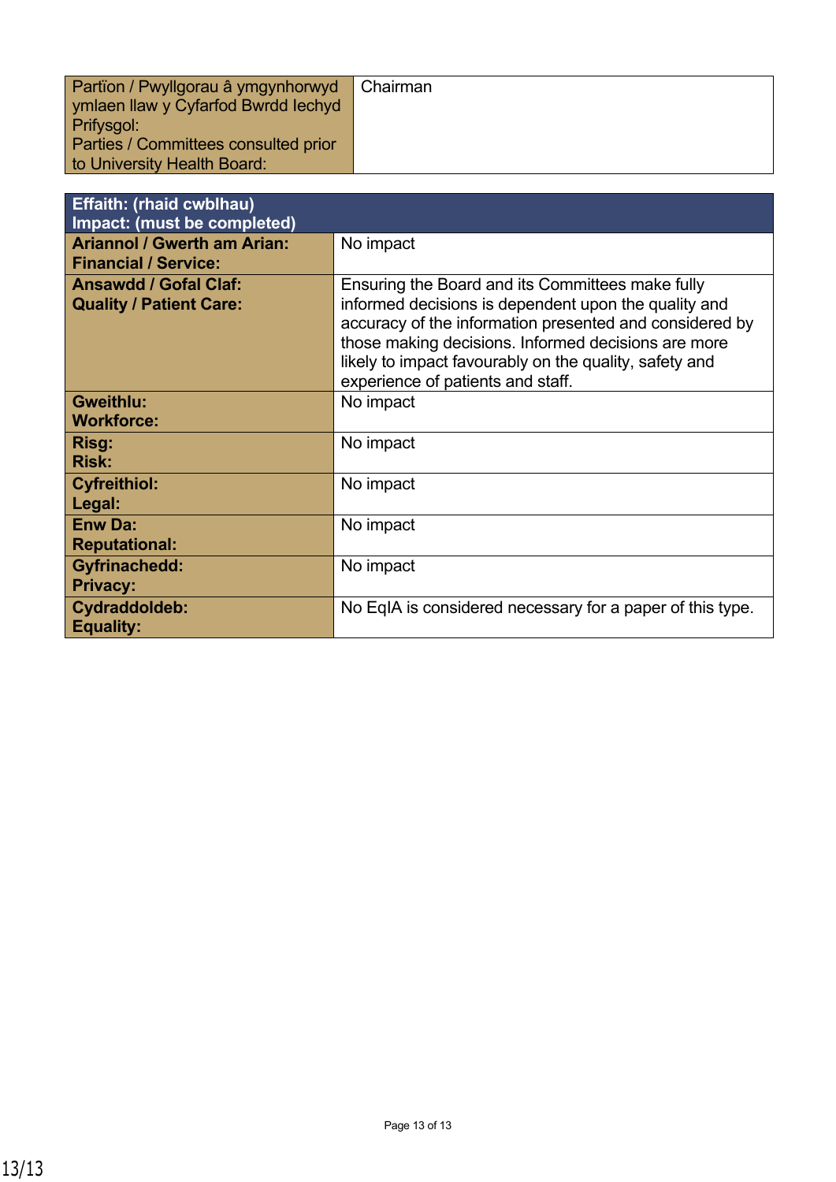| | |
|---|---|
| Partïon / Pwyllgorau â ymgynhorwyd ymlaen llaw y Cyfarfod Bwrdd Iechyd Prifysgol:<br>Parties / Committees consulted prior to University Health Board: | Chairman |

| **Effaith: (rhaid cwblhau)<br>Impact: (must be completed)** | |
|---|---|
| **Ariannol / Gwerth am Arian:<br>Financial / Service:** | No impact |
| **Ansawdd / Gofal Claf:<br>Quality / Patient Care:** | Ensuring the Board and its Committees make fully informed decisions is dependent upon the quality and accuracy of the information presented and considered by those making decisions. Informed decisions are more likely to impact favourably on the quality, safety and experience of patients and staff. |
| **Gweithlu:<br>Workforce:** | No impact |
| **Risg:<br>Risk:** | No impact |
| **Cyfreithiol:<br>Legal:** | No impact |
| **Enw Da:<br>Reputational:** | No impact |
| **Gyfrinachedd:<br>Privacy:** | No impact |
| **Cydraddoldeb:<br>Equality:** | No EqIA is considered necessary for a paper of this type. |